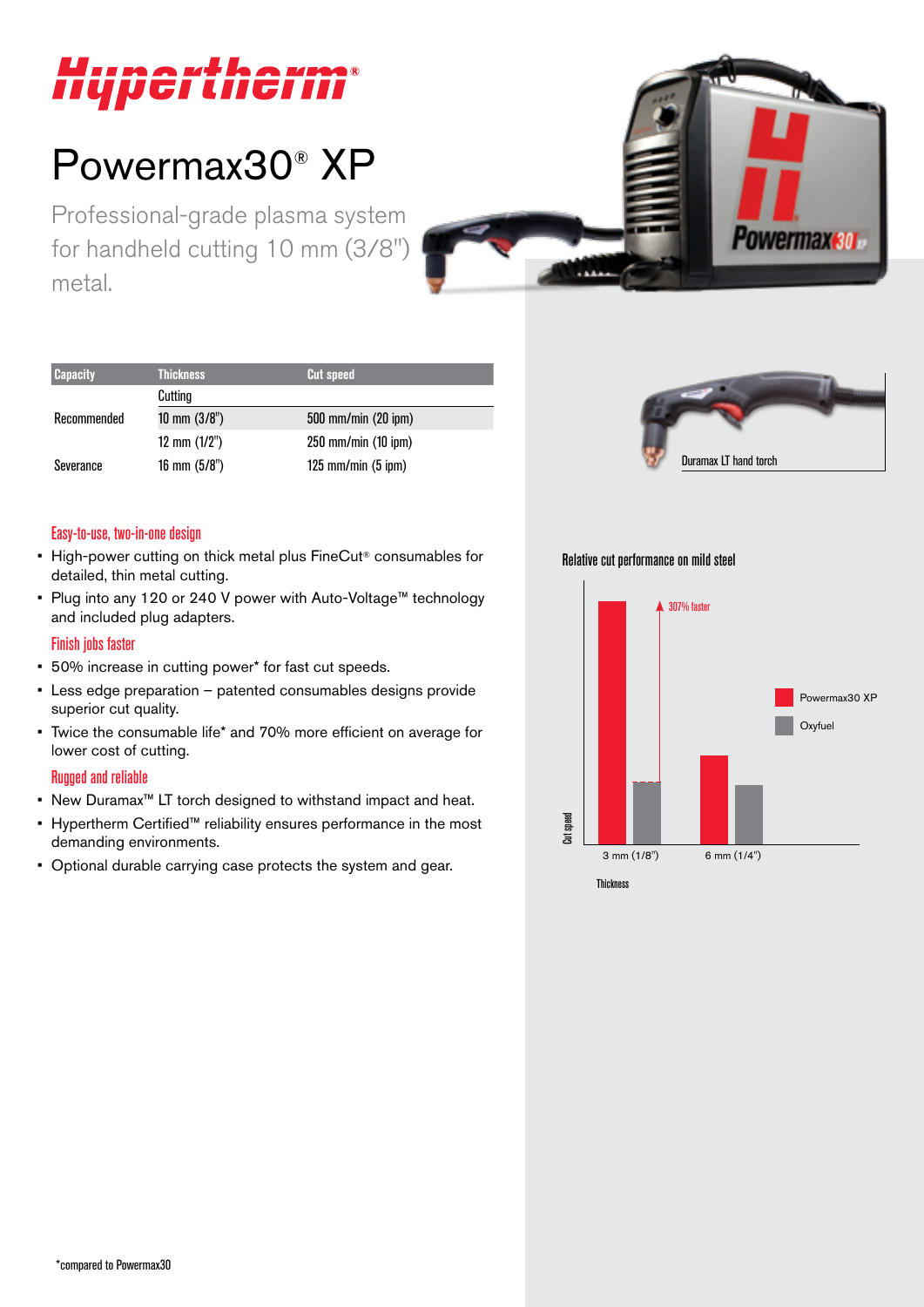# Hypertherm®

# Powermax30® XP

Professional-grade plasma system for handheld cutting 10 mm (3/8") metal.

| Capacity | Thickness | Cut speed |
|---|---|---|
| | Cutting | |
| Recommended | 10 mm (3/8") | 500 mm/min (20 ipm) |
| | 12 mm (1/2") | 250 mm/min (10 ipm) |
| Severance | 16 mm (5/8") | 125 mm/min (5 ipm) |

### Easy-to-use, two-in-one design

- High-power cutting on thick metal plus FineCut® consumables for detailed, thin metal cutting.
- Plug into any 120 or 240 V power with Auto-Voltage™ technology and included plug adapters.

### Finish jobs faster

- 50% increase in cutting power* for fast cut speeds.
- Less edge preparation – patented consumables designs provide superior cut quality.
- Twice the consumable life* and 70% more efficient on average for lower cost of cutting.

### Rugged and reliable

- New Duramax™ LT torch designed to withstand impact and heat.
- Hypertherm Certified™ reliability ensures performance in the most demanding environments.
- Optional durable carrying case protects the system and gear.

Duramax LT hand torch

**Relative cut performance on mild steel**

307% faster

Powermax30 XP

Oxyfuel

Cut speed

3 mm (1/8")  6 mm (1/4")

Thickness

*compared to Powermax30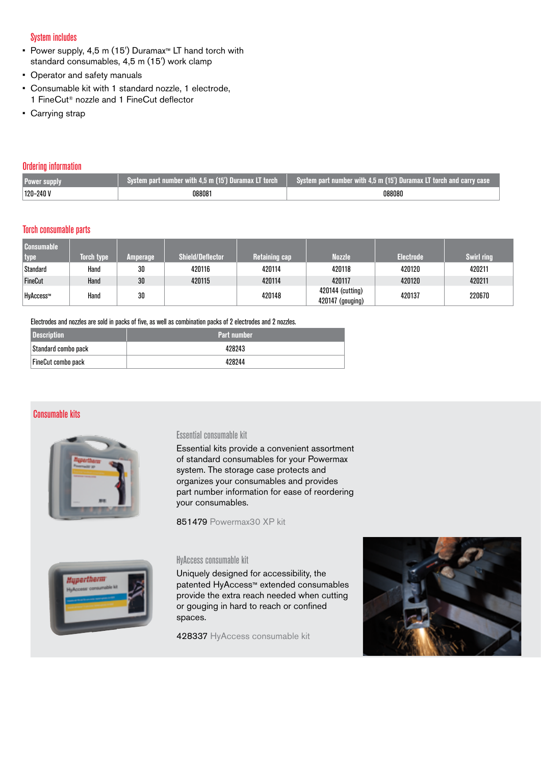## System includes

- Power supply, 4,5 m (15') Duramax™ LT hand torch with standard consumables, 4,5 m (15') work clamp
- Operator and safety manuals
- Consumable kit with 1 standard nozzle, 1 electrode, 1 FineCut® nozzle and 1 FineCut deflector
- Carrying strap

## Ordering information

| Power supply | System part number with 4,5 m (15') Duramax LT torch | System part number with 4,5 m (15') Duramax LT torch and carry case |
|---|---|---|
| 120–240 V | 088081 | 088080 |

## Torch consumable parts

| Consumable type | Torch type | Amperage | Shield/Deflector | Retaining cap | Nozzle | Electrode | Swirl ring |
|---|---|---|---|---|---|---|---|
| Standard | Hand | 30 | 420116 | 420114 | 420118 | 420120 | 420211 |
| FineCut | Hand | 30 | 420115 | 420114 | 420117 | 420120 | 420211 |
| HyAccess™ | Hand | 30 | | 420148 | 420144 (cutting) 420147 (gouging) | 420137 | 220670 |

Electrodes and nozzles are sold in packs of five, as well as combination packs of 2 electrodes and 2 nozzles.

| Description | Part number |
|---|---|
| Standard combo pack | 428243 |
| FineCut combo pack | 428244 |

## Consumable kits

### Essential consumable kit

Essential kits provide a convenient assortment of standard consumables for your Powermax system. The storage case protects and organizes your consumables and provides part number information for ease of reordering your consumables.

851479 Powermax30 XP kit

### HyAccess consumable kit

Uniquely designed for accessibility, the patented HyAccess™ extended consumables provide the extra reach needed when cutting or gouging in hard to reach or confined spaces.

428337 HyAccess consumable kit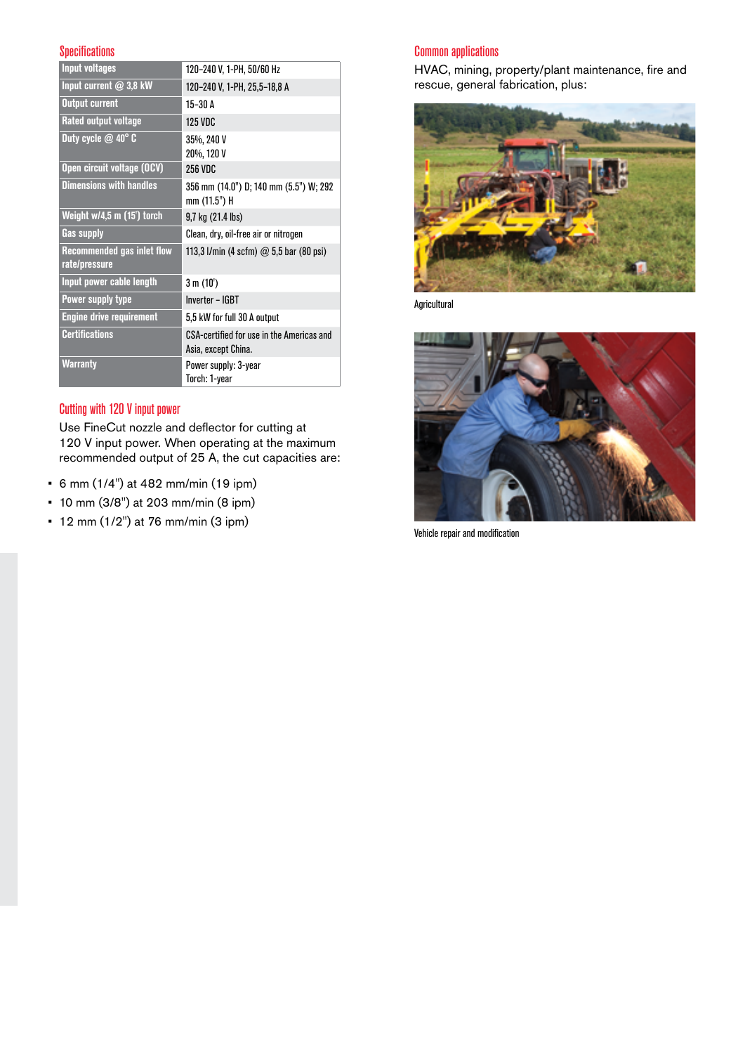## Specifications

| | |
|---|---|
| Input voltages | 120–240 V, 1-PH, 50/60 Hz |
| Input current @ 3,8 kW | 120–240 V, 1-PH, 25,5–18,8 A |
| Output current | 15–30 A |
| Rated output voltage | 125 VDC |
| Duty cycle @ 40° C | 35%, 240 V<br>20%, 120 V |
| Open circuit voltage (OCV) | 256 VDC |
| Dimensions with handles | 356 mm (14.0") D; 140 mm (5.5") W; 292 mm (11.5") H |
| Weight w/4,5 m (15') torch | 9,7 kg (21.4 lbs) |
| Gas supply | Clean, dry, oil-free air or nitrogen |
| Recommended gas inlet flow rate/pressure | 113,3 l/min (4 scfm) @ 5,5 bar (80 psi) |
| Input power cable length | 3 m (10') |
| Power supply type | Inverter – IGBT |
| Engine drive requirement | 5,5 kW for full 30 A output |
| Certifications | CSA-certified for use in the Americas and Asia, except China. |
| Warranty | Power supply: 3-year<br>Torch: 1-year |

## Cutting with 120 V input power

Use FineCut nozzle and deflector for cutting at 120 V input power. When operating at the maximum recommended output of 25 A, the cut capacities are:

- 6 mm (1/4") at 482 mm/min (19 ipm)
- 10 mm (3/8") at 203 mm/min (8 ipm)
- 12 mm (1/2") at 76 mm/min (3 ipm)

## Common applications

HVAC, mining, property/plant maintenance, fire and rescue, general fabrication, plus:

Agricultural

Vehicle repair and modification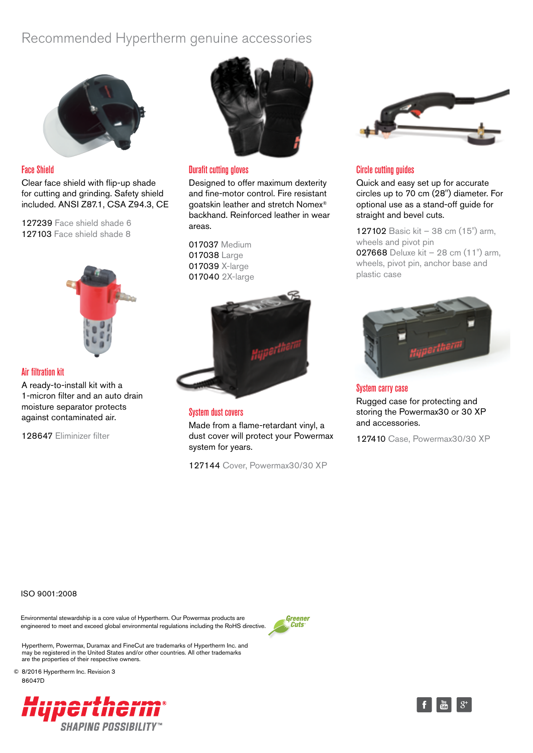# Recommended Hypertherm genuine accessories

### Face Shield

Clear face shield with flip-up shade for cutting and grinding. Safety shield included. ANSI Z87.1, CSA Z94.3, CE

127239 Face shield shade 6
127103 Face shield shade 8

### Durafit cutting gloves

Designed to offer maximum dexterity and fine-motor control. Fire resistant goatskin leather and stretch Nomex® backhand. Reinforced leather in wear areas.

017037 Medium
017038 Large
017039 X-large
017040 2X-large

### Circle cutting guides

Quick and easy set up for accurate circles up to 70 cm (28") diameter. For optional use as a stand-off guide for straight and bevel cuts.

127102 Basic kit – 38 cm (15") arm, wheels and pivot pin
027668 Deluxe kit – 28 cm (11") arm, wheels, pivot pin, anchor base and plastic case

### Air filtration kit

A ready-to-install kit with a 1-micron filter and an auto drain moisture separator protects against contaminated air.

128647 Eliminizer filter

### System dust covers

Made from a flame-retardant vinyl, a dust cover will protect your Powermax system for years.

127144 Cover, Powermax30/30 XP

### System carry case

Rugged case for protecting and storing the Powermax30 or 30 XP and accessories.

127410 Case, Powermax30/30 XP

ISO 9001:2008

Environmental stewardship is a core value of Hypertherm. Our Powermax products are engineered to meet and exceed global environmental regulations including the RoHS directive.

Greener Cuts

Hypertherm, Powermax, Duramax and FineCut are trademarks of Hypertherm Inc. and may be registered in the United States and/or other countries. All other trademarks are the properties of their respective owners.

© 8/2016 Hypertherm Inc. Revision 3
86047D

Hypertherm®
SHAPING POSSIBILITY™